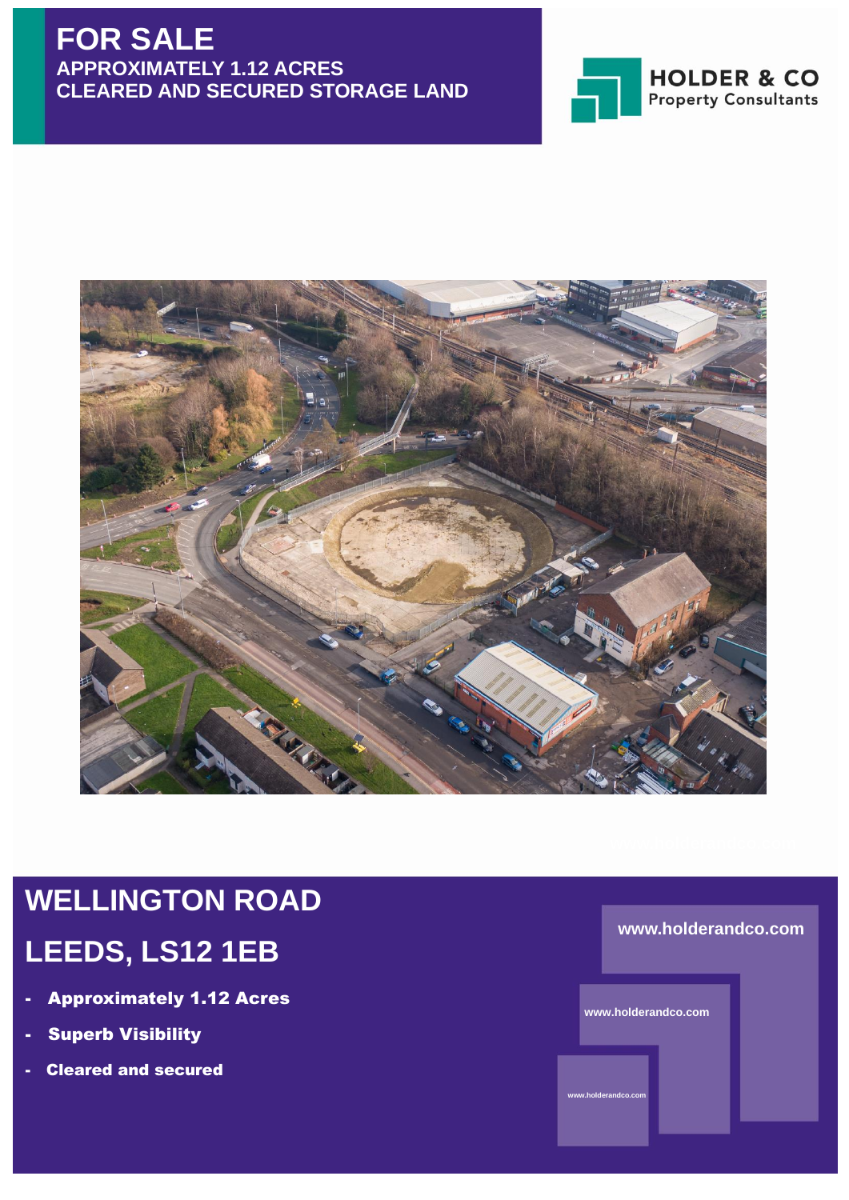# FOR SALE

## APPROXIMATELY 1.12 ACRES
## CLEARED AND SECURED STORAGE LAND

HOLDER & CO
Property Consultants

# WELLINGTON ROAD

# LEEDS, LS12 1EB

- **Approximately 1.12 Acres**
- **Superb Visibility**
- **Cleared and secured**

www.holderandco.com

www.holderandco.com

www.holderandco.com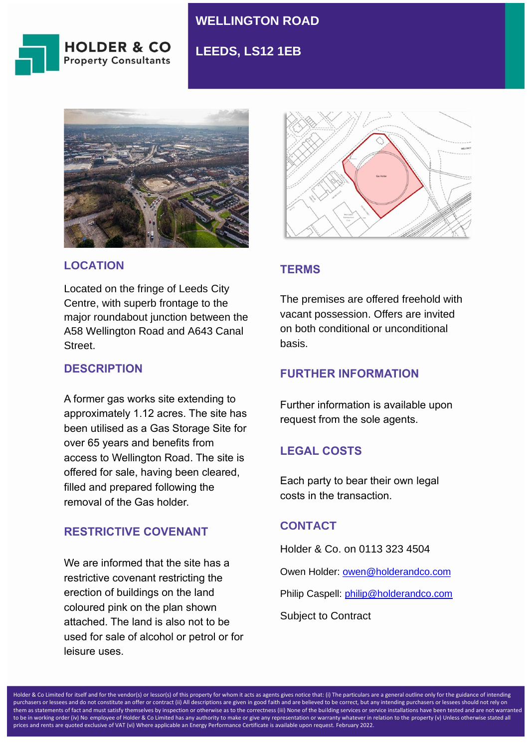# WELLINGTON ROAD

## LEEDS, LS12 1EB

## LOCATION

Located on the fringe of Leeds City Centre, with superb frontage to the major roundabout junction between the A58 Wellington Road and A643 Canal Street.

## DESCRIPTION

A former gas works site extending to approximately 1.12 acres. The site has been utilised as a Gas Storage Site for over 65 years and benefits from access to Wellington Road. The site is offered for sale, having been cleared, filled and prepared following the removal of the Gas holder.

## RESTRICTIVE COVENANT

We are informed that the site has a restrictive covenant restricting the erection of buildings on the land coloured pink on the plan shown attached. The land is also not to be used for sale of alcohol or petrol or for leisure uses.

## TERMS

The premises are offered freehold with vacant possession. Offers are invited on both conditional or unconditional basis.

## FURTHER INFORMATION

Further information is available upon request from the sole agents.

## LEGAL COSTS

Each party to bear their own legal costs in the transaction.

## CONTACT

Holder & Co. on 0113 323 4504

Owen Holder: owen@holderandco.com

Philip Caspell: philip@holderandco.com

Subject to Contract

Holder & Co Limited for itself and for the vendor(s) or lessor(s) of this property for whom it acts as agents gives notice that: (i) The particulars are a general outline only for the guidance of intending purchasers or lessees and do not constitute an offer or contract (ii) All descriptions are given in good faith and are believed to be correct, but any intending purchasers or lessees should not rely on them as statements of fact and must satisfy themselves by inspection or otherwise as to the correctness (iii) None of the building services or service installations have been tested and are not warranted to be in working order (iv) No employee of Holder & Co Limited has any authority to make or give any representation or warranty whatever in relation to the property (v) Unless otherwise stated all prices and rents are quoted exclusive of VAT (vi) Where applicable an Energy Performance Certificate is available upon request. February 2022.